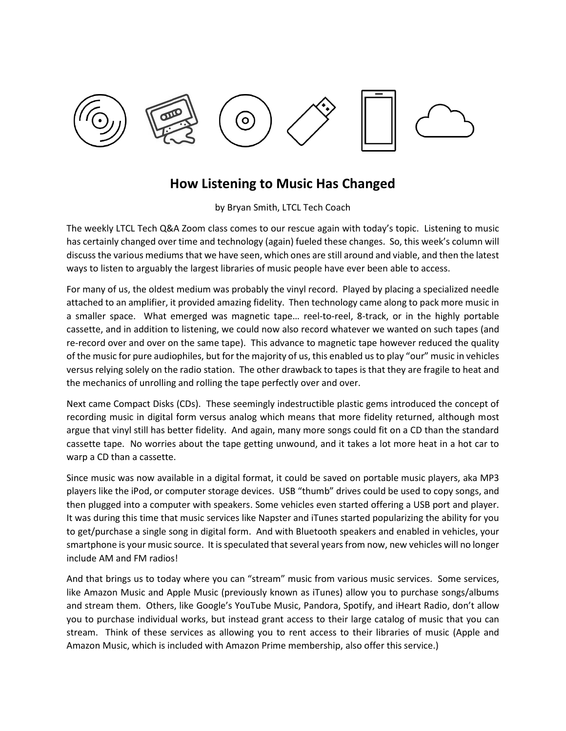# How Listening to Music Has Changed

by Bryan Smith, LTCL Tech Coach

The weekly LTCL Tech Q&A Zoom class comes to our rescue again with today's topic. Listening to music has certainly changed over time and technology (again) fueled these changes. So, this week's column will discuss the various mediums that we have seen, which ones are still around and viable, and then the latest ways to listen to arguably the largest libraries of music people have ever been able to access.

For many of us, the oldest medium was probably the vinyl record. Played by placing a specialized needle attached to an amplifier, it provided amazing fidelity. Then technology came along to pack more music in a smaller space. What emerged was magnetic tape… reel-to-reel, 8-track, or in the highly portable cassette, and in addition to listening, we could now also record whatever we wanted on such tapes (and re-record over and over on the same tape). This advance to magnetic tape however reduced the quality of the music for pure audiophiles, but for the majority of us, this enabled us to play "our" music in vehicles versus relying solely on the radio station. The other drawback to tapes is that they are fragile to heat and the mechanics of unrolling and rolling the tape perfectly over and over.

Next came Compact Disks (CDs). These seemingly indestructible plastic gems introduced the concept of recording music in digital form versus analog which means that more fidelity returned, although most argue that vinyl still has better fidelity. And again, many more songs could fit on a CD than the standard cassette tape. No worries about the tape getting unwound, and it takes a lot more heat in a hot car to warp a CD than a cassette.

Since music was now available in a digital format, it could be saved on portable music players, aka MP3 players like the iPod, or computer storage devices. USB "thumb" drives could be used to copy songs, and then plugged into a computer with speakers. Some vehicles even started offering a USB port and player. It was during this time that music services like Napster and iTunes started popularizing the ability for you to get/purchase a single song in digital form. And with Bluetooth speakers and enabled in vehicles, your smartphone is your music source. It is speculated that several years from now, new vehicles will no longer include AM and FM radios!

And that brings us to today where you can "stream" music from various music services. Some services, like Amazon Music and Apple Music (previously known as iTunes) allow you to purchase songs/albums and stream them. Others, like Google's YouTube Music, Pandora, Spotify, and iHeart Radio, don't allow you to purchase individual works, but instead grant access to their large catalog of music that you can stream. Think of these services as allowing you to rent access to their libraries of music (Apple and Amazon Music, which is included with Amazon Prime membership, also offer this service.)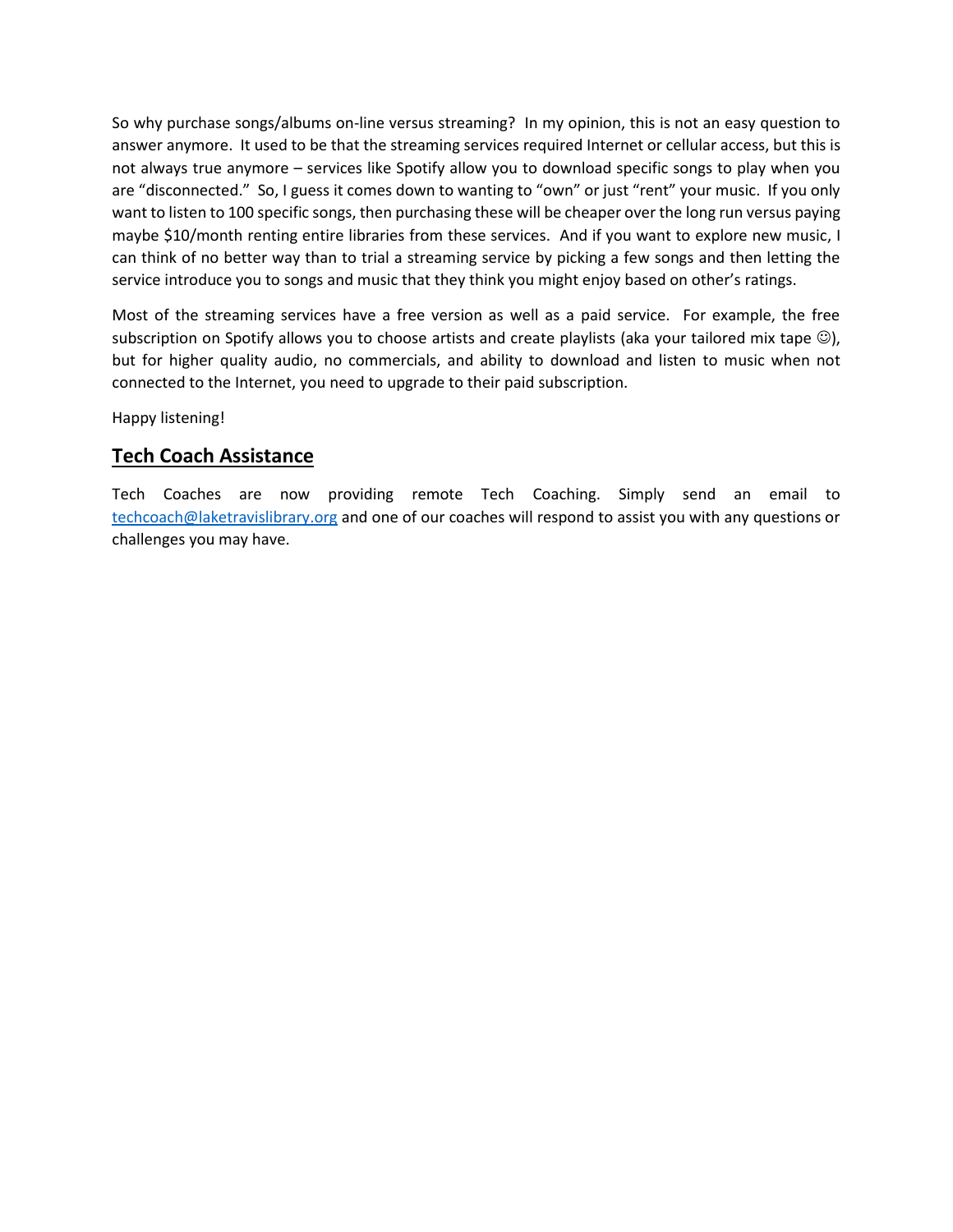So why purchase songs/albums on-line versus streaming? In my opinion, this is not an easy question to answer anymore. It used to be that the streaming services required Internet or cellular access, but this is not always true anymore – services like Spotify allow you to download specific songs to play when you are "disconnected." So, I guess it comes down to wanting to "own" or just "rent" your music. If you only want to listen to 100 specific songs, then purchasing these will be cheaper over the long run versus paying maybe $10/month renting entire libraries from these services. And if you want to explore new music, I can think of no better way than to trial a streaming service by picking a few songs and then letting the service introduce you to songs and music that they think you might enjoy based on other's ratings.

Most of the streaming services have a free version as well as a paid service. For example, the free subscription on Spotify allows you to choose artists and create playlists (aka your tailored mix tape ☺), but for higher quality audio, no commercials, and ability to download and listen to music when not connected to the Internet, you need to upgrade to their paid subscription.

Happy listening!

## Tech Coach Assistance

Tech Coaches are now providing remote Tech Coaching. Simply send an email to techcoach@laketravislibrary.org and one of our coaches will respond to assist you with any questions or challenges you may have.